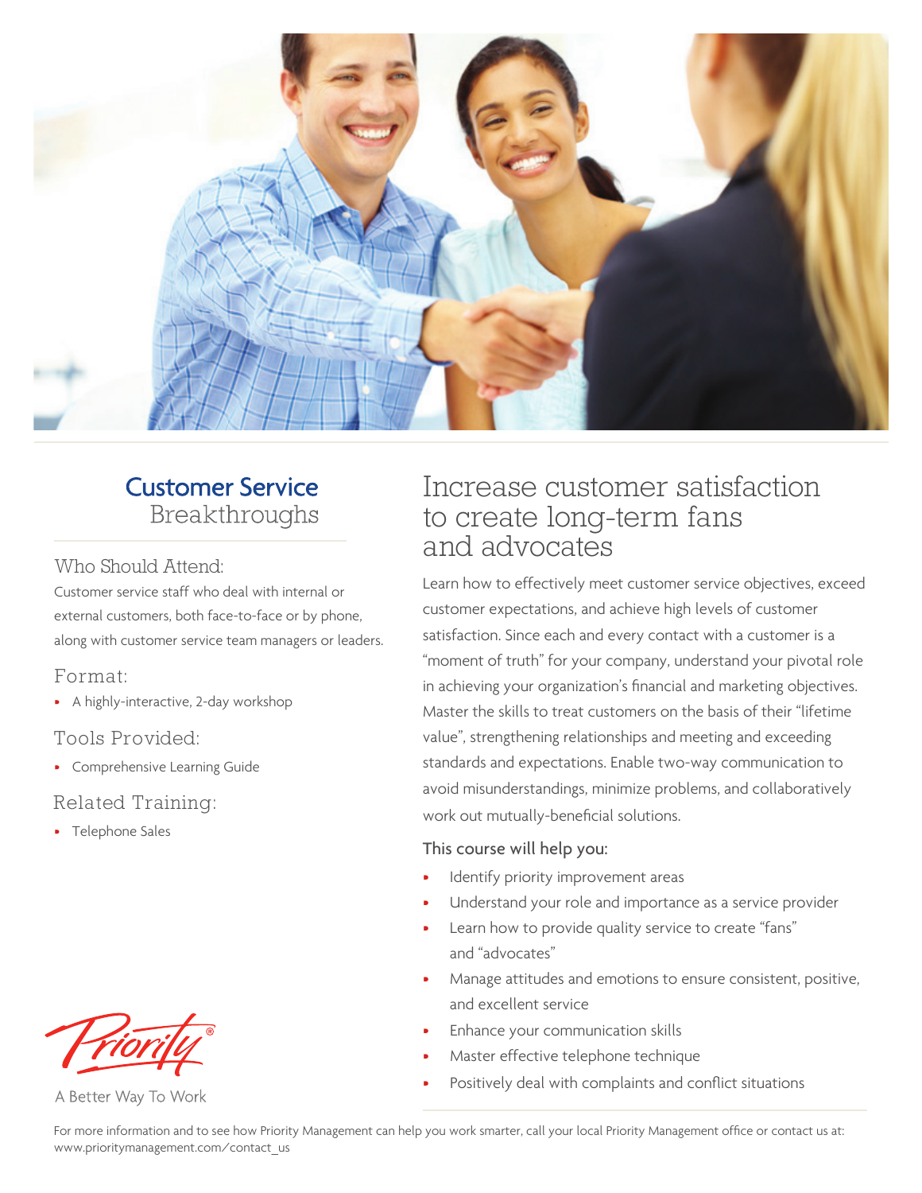# Customer Service Breakthroughs

### Who Should Attend:

Customer service staff who deal with internal or external customers, both face-to-face or by phone, along with customer service team managers or leaders.

### Format:

- A highly-interactive, 2-day workshop

### Tools Provided:

- Comprehensive Learning Guide

### Related Training:

- Telephone Sales

## Increase customer satisfaction to create long-term fans and advocates

Learn how to effectively meet customer service objectives, exceed customer expectations, and achieve high levels of customer satisfaction. Since each and every contact with a customer is a "moment of truth" for your company, understand your pivotal role in achieving your organization's financial and marketing objectives. Master the skills to treat customers on the basis of their "lifetime value", strengthening relationships and meeting and exceeding standards and expectations. Enable two-way communication to avoid misunderstandings, minimize problems, and collaboratively work out mutually-beneficial solutions.

### This course will help you:

- Identify priority improvement areas
- Understand your role and importance as a service provider
- Learn how to provide quality service to create "fans" and "advocates"
- Manage attitudes and emotions to ensure consistent, positive, and excellent service
- Enhance your communication skills
- Master effective telephone technique
- Positively deal with complaints and conflict situations

Priority®

A Better Way To Work

For more information and to see how Priority Management can help you work smarter, call your local Priority Management office or contact us at: www.prioritymanagement.com/contact_us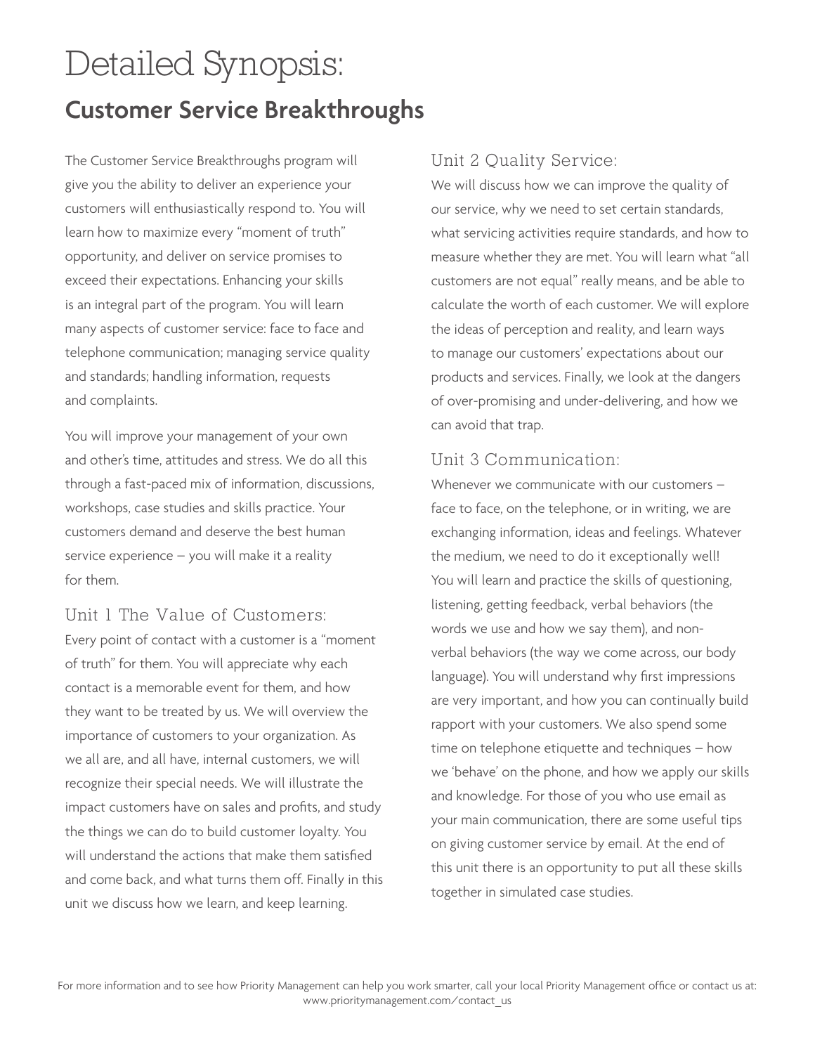# Detailed Synopsis:

## Customer Service Breakthroughs

The Customer Service Breakthroughs program will give you the ability to deliver an experience your customers will enthusiastically respond to. You will learn how to maximize every "moment of truth" opportunity, and deliver on service promises to exceed their expectations. Enhancing your skills is an integral part of the program. You will learn many aspects of customer service: face to face and telephone communication; managing service quality and standards; handling information, requests and complaints.

You will improve your management of your own and other's time, attitudes and stress. We do all this through a fast-paced mix of information, discussions, workshops, case studies and skills practice. Your customers demand and deserve the best human service experience – you will make it a reality for them.

### Unit 1 The Value of Customers:

Every point of contact with a customer is a "moment of truth" for them. You will appreciate why each contact is a memorable event for them, and how they want to be treated by us. We will overview the importance of customers to your organization. As we all are, and all have, internal customers, we will recognize their special needs. We will illustrate the impact customers have on sales and profits, and study the things we can do to build customer loyalty. You will understand the actions that make them satisfied and come back, and what turns them off. Finally in this unit we discuss how we learn, and keep learning.

### Unit 2 Quality Service:

We will discuss how we can improve the quality of our service, why we need to set certain standards, what servicing activities require standards, and how to measure whether they are met. You will learn what "all customers are not equal" really means, and be able to calculate the worth of each customer. We will explore the ideas of perception and reality, and learn ways to manage our customers' expectations about our products and services. Finally, we look at the dangers of over-promising and under-delivering, and how we can avoid that trap.

### Unit 3 Communication:

Whenever we communicate with our customers – face to face, on the telephone, or in writing, we are exchanging information, ideas and feelings. Whatever the medium, we need to do it exceptionally well! You will learn and practice the skills of questioning, listening, getting feedback, verbal behaviors (the words we use and how we say them), and non-verbal behaviors (the way we come across, our body language). You will understand why first impressions are very important, and how you can continually build rapport with your customers. We also spend some time on telephone etiquette and techniques – how we 'behave' on the phone, and how we apply our skills and knowledge. For those of you who use email as your main communication, there are some useful tips on giving customer service by email. At the end of this unit there is an opportunity to put all these skills together in simulated case studies.

For more information and to see how Priority Management can help you work smarter, call your local Priority Management office or contact us at: www.prioritymanagement.com/contact_us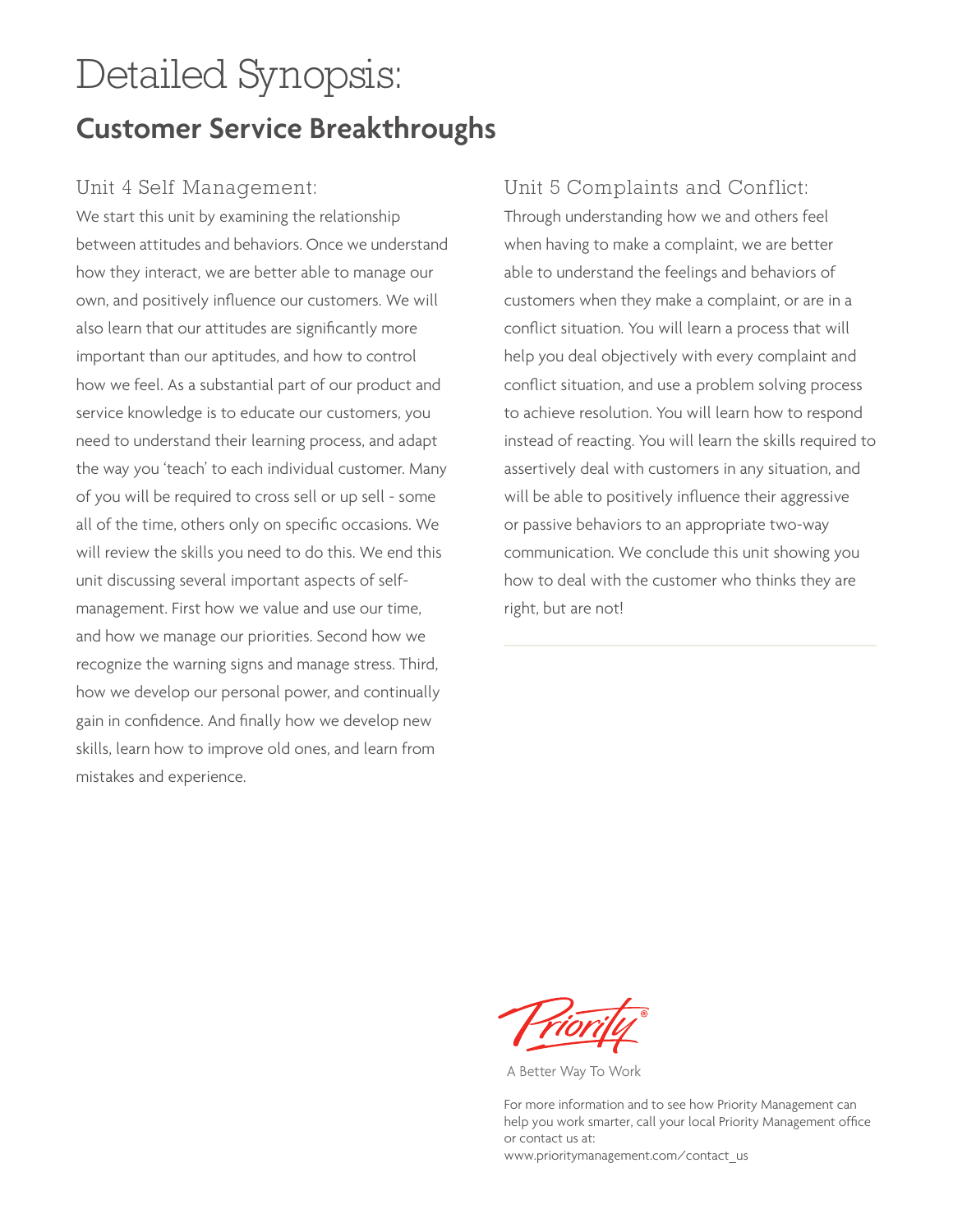# Detailed Synopsis:

## Customer Service Breakthroughs

### Unit 4 Self Management:

We start this unit by examining the relationship between attitudes and behaviors. Once we understand how they interact, we are better able to manage our own, and positively influence our customers. We will also learn that our attitudes are significantly more important than our aptitudes, and how to control how we feel. As a substantial part of our product and service knowledge is to educate our customers, you need to understand their learning process, and adapt the way you 'teach' to each individual customer. Many of you will be required to cross sell or up sell - some all of the time, others only on specific occasions. We will review the skills you need to do this. We end this unit discussing several important aspects of self-management. First how we value and use our time, and how we manage our priorities. Second how we recognize the warning signs and manage stress. Third, how we develop our personal power, and continually gain in confidence. And finally how we develop new skills, learn how to improve old ones, and learn from mistakes and experience.

### Unit 5 Complaints and Conflict:

Through understanding how we and others feel when having to make a complaint, we are better able to understand the feelings and behaviors of customers when they make a complaint, or are in a conflict situation. You will learn a process that will help you deal objectively with every complaint and conflict situation, and use a problem solving process to achieve resolution. You will learn how to respond instead of reacting. You will learn the skills required to assertively deal with customers in any situation, and will be able to positively influence their aggressive or passive behaviors to an appropriate two-way communication. We conclude this unit showing you how to deal with the customer who thinks they are right, but are not!

Priority®

A Better Way To Work

For more information and to see how Priority Management can help you work smarter, call your local Priority Management office or contact us at:
www.prioritymanagement.com/contact_us